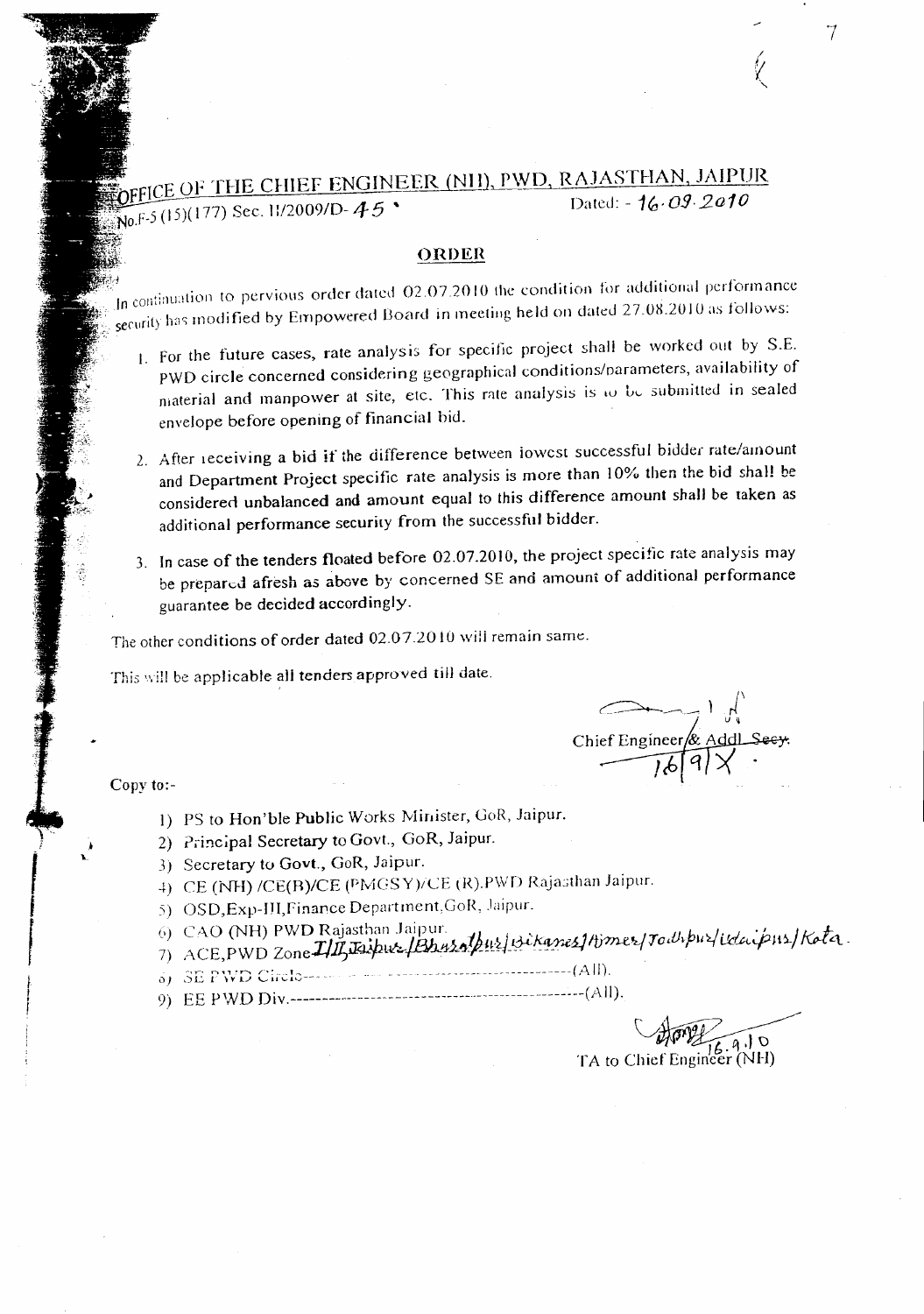# OFFICE OF THE CHIEF ENGINEER (NH), PWD, RAJASTHAN, JAIPUR

No.F-5 (15)(177) Sec. II/2009/D- 45                                        Dated: - 16.09.2010

## ORDER

In continuation to pervious order dated 02.07.2010 the condition for additional performance security has modified by Empowered Board in meeting held on dated 27.08.2010 as follows:

1. For the future cases, rate analysis for specific project shall be worked out by S.E. PWD circle concerned considering geographical conditions/parameters, availability of material and manpower at site, etc. This rate analysis is to be submitted in sealed envelope before opening of financial bid.
2. After receiving a bid if the difference between lowest successful bidder rate/amount and Department Project specific rate analysis is more than 10% then the bid shall be considered unbalanced and amount equal to this difference amount shall be taken as additional performance security from the successful bidder.
3. In case of the tenders floated before 02.07.2010, the project specific rate analysis may be prepared afresh as above by concerned SE and amount of additional performance guarantee be decided accordingly.

The other conditions of order dated 02.07.2010 will remain same.

This will be applicable all tenders approved till date.

Chief Engineer & Addl. Secy.
16/9/X

Copy to:-

1) PS to Hon'ble Public Works Minister, GoR, Jaipur.
2) Principal Secretary to Govt., GoR, Jaipur.
3) Secretary to Govt., GoR, Jaipur.
4) CE (NH) /CE(B)/CE (PMGSY)/CE (R).PWD Rajasthan Jaipur.
5) OSD,Exp-III,Finance Department,GoR, Jaipur.
6) CAO (NH) PWD Rajasthan Jaipur.
7) ACE,PWD Zone I/II,Jaipur/Bharatpur/Bikaner/Ajmer/Jodhpur/Udaipur/Kota.
8) SE PWD Circle------------------------------------------(All).
9) EE PWD Div.--------------------------------------------(All).

TA to Chief Engineer (NH)
16.9.10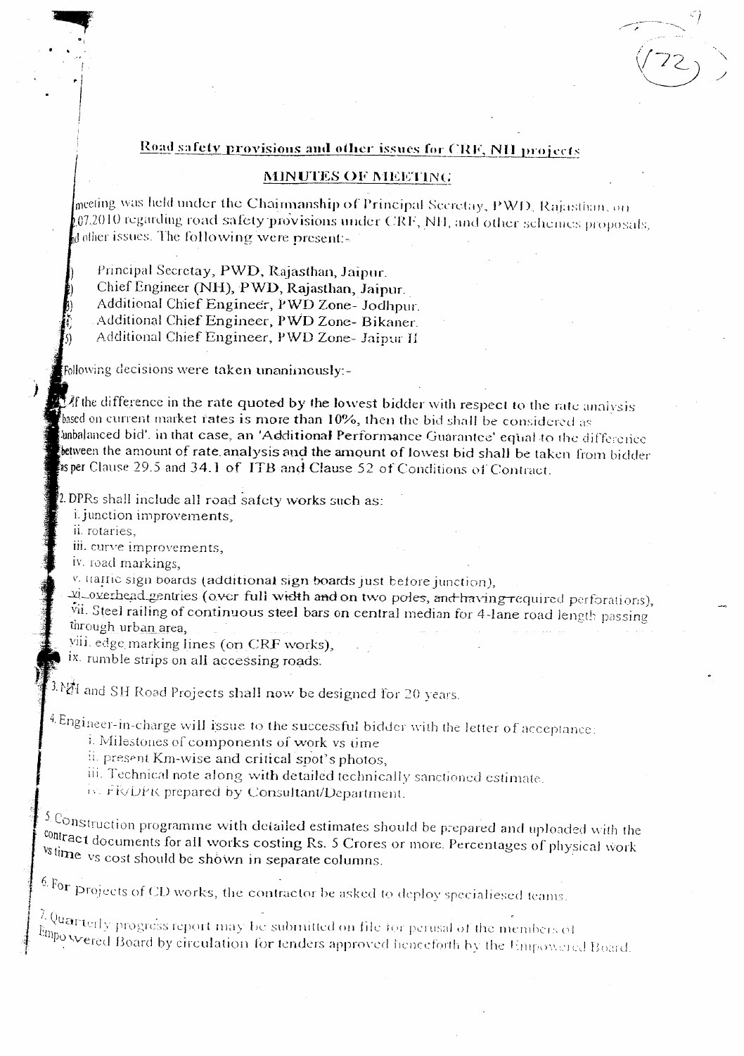## Road safety provisions and other issues for CRF, NH projects

### MINUTES OF MEETING

meeting was held under the Chairmanship of Principal Secretay, PWD, Rajasthan, on .07.2010 regarding road safety provisions under CRF, NH, and other schemes proposals, nd other issues. The following were present:-

1) Principal Secretay, PWD, Rajasthan, Jaipur.
2) Chief Engineer (NH), PWD, Rajasthan, Jaipur.
3) Additional Chief Engineer, PWD Zone- Jodhpur.
4) Additional Chief Engineer, PWD Zone- Bikaner.
5) Additional Chief Engineer, PWD Zone- Jaipur II

Following decisions were taken unanimously:-

1. If the difference in the rate quoted by the lowest bidder with respect to the rate analysis based on current market rates is more than 10%, then the bid shall be considered as 'unbalanced bid'. in that case, an 'Additional Performance Guarantee' equal to the difference between the amount of rate analysis and the amount of lowest bid shall be taken from bidder as per Clause 29.5 and 34.1 of ITB and Clause 52 of Conditions of Contract.

2. DPRs shall include all road safety works such as:
   i. junction improvements,
   ii. rotaries,
   iii. curve improvements,
   iv. road markings,
   v. traffic sign boards (additional sign boards just before junction),
   vi. overhead gentries (over full width and on two poles, and having required perforations),
   vii. Steel railing of continuous steel bars on central median for 4-lane road length passing through urban area,
   viii. edge marking lines (on CRF works),
   ix. rumble strips on all accessing roads.

3. NH and SH Road Projects shall now be designed for 20 years.

4. Engineer-in-charge will issue to the successful bidder with the letter of acceptance:
   i. Milestones of components of work vs time
   ii. present Km-wise and critical spot's photos,
   iii. Technical note along with detailed technically sanctioned estimate.
   iv. FR/DPR prepared by Consultant/Department.

5. Construction programme with detailed estimates should be prepared and uploaded with the contract documents for all works costing Rs. 5 Crores or more. Percentages of physical work vs time vs cost should be shown in separate columns.

6. For projects of CD works, the contractor be asked to deploy specialiesed teams.

7. Quarterly progress report may be submitted on file for perusal of the members of Empowered Board by circulation for tenders approved henceforth by the Empowered Board.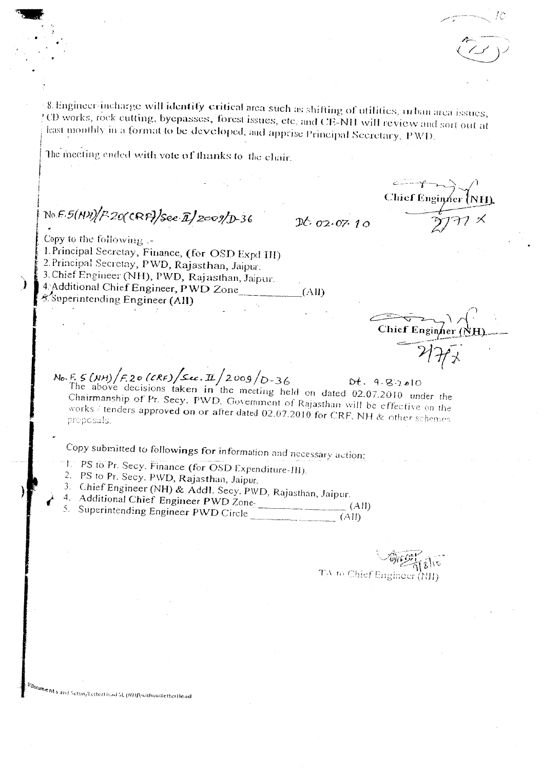8. Engineer-incharge will identify critical area such as shifting of utilities, urban area issues, CD works, rock cutting, byepasses, forest issues, etc. and CE-NH will review and sort out at least monthly in a format to be developed, and apprise Principal Secretary, PWD.

The meeting ended with vote of thanks to the chair.

Chief Engineer (NH)

No.F.5(NH)/F.20(CRF)/Sec.II/2009/D-36 Dt. 02.07.10

Copy to the following :-

1. Principal Secretay, Finance, (for OSD Expd III)
2. Principal Secretay, PWD, Rajasthan, Jaipur.
3. Chief Engineer (NH), PWD, Rajasthan, Jaipur.
4. Additional Chief Engineer, PWD Zone__________ (All)
5. Superintending Engineer (All)

Chief Engineer (NH)

No. F. 5 (NH)/F.20 (CRF)/Sec. II/2009/D-36 Dt. 9-8-2010

The above decisions taken in the meeting held on dated 02.07.2010 under the Chairmanship of Pr. Secy. PWD, Government of Rajasthan will be effective on the works / tenders approved on or after dated 02.07.2010 for CRF, NH & other schemes proposals.

Copy submitted to followings for information and necessary action:

1. PS to Pr. Secy. Finance (for OSD Expenditure-III).
2. PS to Pr. Secy. PWD, Rajasthan, Jaipur.
3. Chief Engineer (NH) & Addl. Secy. PWD, Rajasthan, Jaipur.
4. Additional Chief Engineer PWD Zone-__________ (All)
5. Superintending Engineer PWD Circle __________ (All)

TA to Chief Engineer (NH)